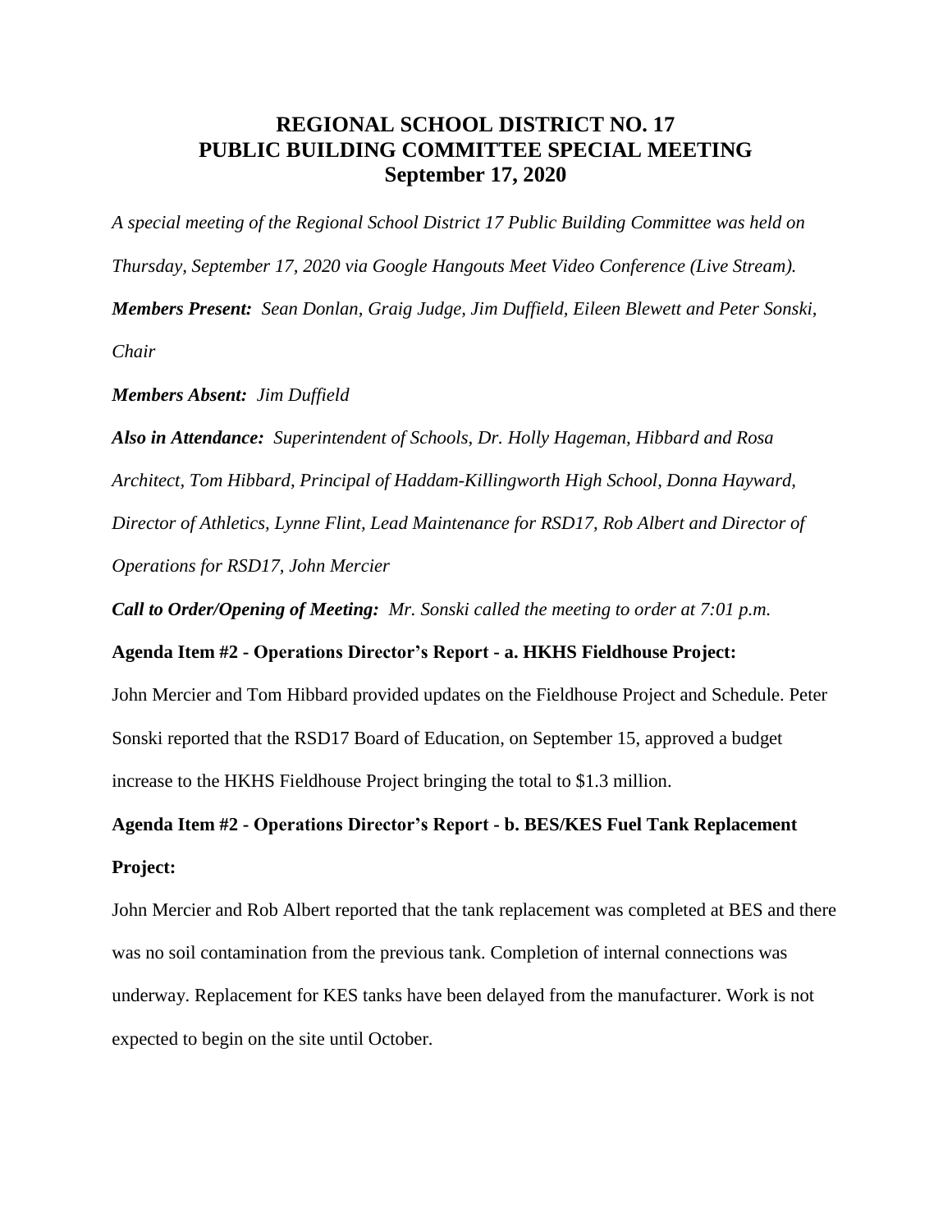# REGIONAL SCHOOL DISTRICT NO. 17
# PUBLIC BUILDING COMMITTEE SPECIAL MEETING
# September 17, 2020

*A special meeting of the Regional School District 17 Public Building Committee was held on Thursday, September 17, 2020 via Google Hangouts Meet Video Conference (Live Stream).*

***Members Present:*** *Sean Donlan, Graig Judge, Jim Duffield, Eileen Blewett and Peter Sonski, Chair*

***Members Absent:*** *Jim Duffield*

***Also in Attendance:*** *Superintendent of Schools, Dr. Holly Hageman, Hibbard and Rosa Architect, Tom Hibbard, Principal of Haddam-Killingworth High School, Donna Hayward, Director of Athletics, Lynne Flint, Lead Maintenance for RSD17, Rob Albert and Director of Operations for RSD17, John Mercier*

***Call to Order/Opening of Meeting:*** *Mr. Sonski called the meeting to order at 7:01 p.m.*

**Agenda Item #2 - Operations Director's Report - a. HKHS Fieldhouse Project:**

John Mercier and Tom Hibbard provided updates on the Fieldhouse Project and Schedule. Peter Sonski reported that the RSD17 Board of Education, on September 15, approved a budget increase to the HKHS Fieldhouse Project bringing the total to $1.3 million.

**Agenda Item #2 - Operations Director's Report - b. BES/KES Fuel Tank Replacement Project:**

John Mercier and Rob Albert reported that the tank replacement was completed at BES and there was no soil contamination from the previous tank. Completion of internal connections was underway. Replacement for KES tanks have been delayed from the manufacturer. Work is not expected to begin on the site until October.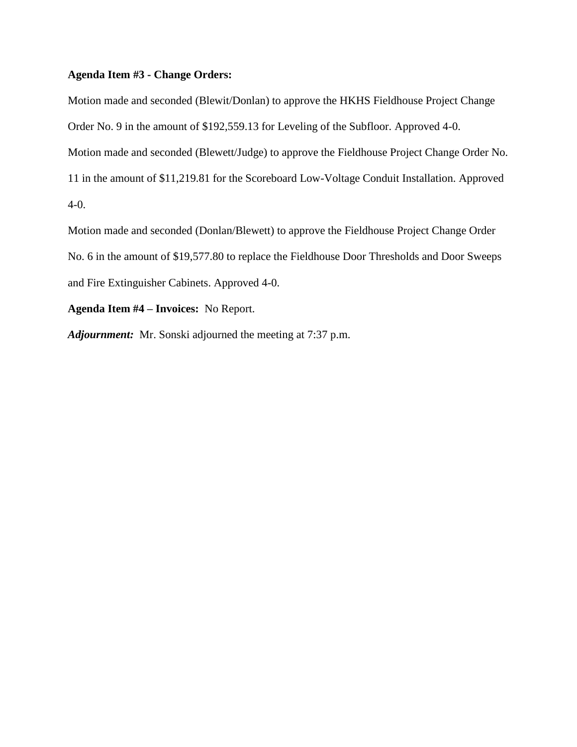**Agenda Item #3 - Change Orders:**

Motion made and seconded (Blewit/Donlan) to approve the HKHS Fieldhouse Project Change Order No. 9 in the amount of $192,559.13 for Leveling of the Subfloor. Approved 4-0.

Motion made and seconded (Blewett/Judge) to approve the Fieldhouse Project Change Order No. 11 in the amount of $11,219.81 for the Scoreboard Low-Voltage Conduit Installation. Approved 4-0.

Motion made and seconded (Donlan/Blewett) to approve the Fieldhouse Project Change Order No. 6 in the amount of $19,577.80 to replace the Fieldhouse Door Thresholds and Door Sweeps and Fire Extinguisher Cabinets. Approved 4-0.

**Agenda Item #4 – Invoices:** No Report.

***Adjournment:*** Mr. Sonski adjourned the meeting at 7:37 p.m.